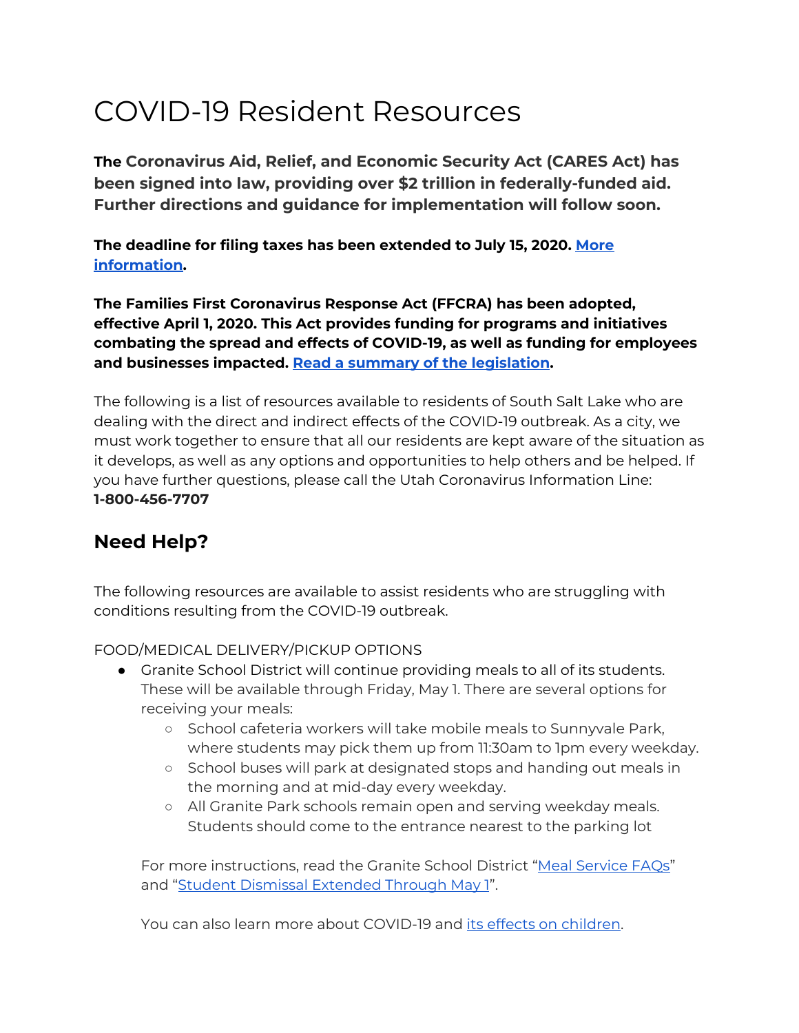# COVID-19 Resident Resources

**The Coronavirus Aid, Relief, and Economic Security Act (CARES Act) has been signed into law, providing over $2 trillion in federally-funded aid. Further directions and guidance for implementation will follow soon.**

**The deadline for filing taxes has been extended to July 15, 2020. More information.**

**The Families First Coronavirus Response Act (FFCRA) has been adopted, effective April 1, 2020. This Act provides funding for programs and initiatives combating the spread and effects of COVID-19, as well as funding for employees and businesses impacted. Read a summary of the legislation.**

The following is a list of resources available to residents of South Salt Lake who are dealing with the direct and indirect effects of the COVID-19 outbreak. As a city, we must work together to ensure that all our residents are kept aware of the situation as it develops, as well as any options and opportunities to help others and be helped. If you have further questions, please call the Utah Coronavirus Information Line: **1-800-456-7707**

## Need Help?

The following resources are available to assist residents who are struggling with conditions resulting from the COVID-19 outbreak.

FOOD/MEDICAL DELIVERY/PICKUP OPTIONS

- Granite School District will continue providing meals to all of its students. These will be available through Friday, May 1. There are several options for receiving your meals:
  - School cafeteria workers will take mobile meals to Sunnyvale Park, where students may pick them up from 11:30am to 1pm every weekday.
  - School buses will park at designated stops and handing out meals in the morning and at mid-day every weekday.
  - All Granite Park schools remain open and serving weekday meals. Students should come to the entrance nearest to the parking lot

  For more instructions, read the Granite School District "Meal Service FAQs" and "Student Dismissal Extended Through May 1".

  You can also learn more about COVID-19 and its effects on children.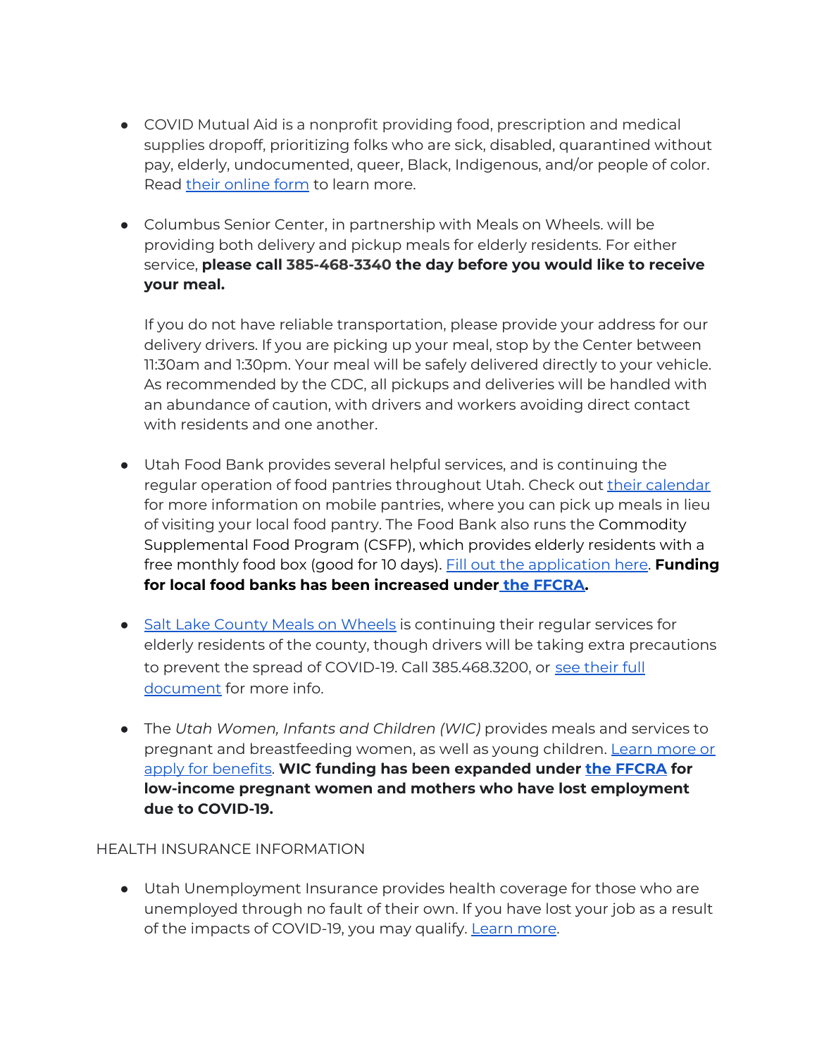- COVID Mutual Aid is a nonprofit providing food, prescription and medical supplies dropoff, prioritizing folks who are sick, disabled, quarantined without pay, elderly, undocumented, queer, Black, Indigenous, and/or people of color. Read their online form to learn more.

- Columbus Senior Center, in partnership with Meals on Wheels. will be providing both delivery and pickup meals for elderly residents. For either service, **please call 385-468-3340 the day before you would like to receive your meal.**

  If you do not have reliable transportation, please provide your address for our delivery drivers. If you are picking up your meal, stop by the Center between 11:30am and 1:30pm. Your meal will be safely delivered directly to your vehicle. As recommended by the CDC, all pickups and deliveries will be handled with an abundance of caution, with drivers and workers avoiding direct contact with residents and one another.

- Utah Food Bank provides several helpful services, and is continuing the regular operation of food pantries throughout Utah. Check out their calendar for more information on mobile pantries, where you can pick up meals in lieu of visiting your local food pantry. The Food Bank also runs the Commodity Supplemental Food Program (CSFP), which provides elderly residents with a free monthly food box (good for 10 days). Fill out the application here. **Funding for local food banks has been increased under the FFCRA.**

- Salt Lake County Meals on Wheels is continuing their regular services for elderly residents of the county, though drivers will be taking extra precautions to prevent the spread of COVID-19. Call 385.468.3200, or see their full document for more info.

- The *Utah Women, Infants and Children (WIC)* provides meals and services to pregnant and breastfeeding women, as well as young children. Learn more or apply for benefits. **WIC funding has been expanded under the FFCRA for low-income pregnant women and mothers who have lost employment due to COVID-19.**

HEALTH INSURANCE INFORMATION

- Utah Unemployment Insurance provides health coverage for those who are unemployed through no fault of their own. If you have lost your job as a result of the impacts of COVID-19, you may qualify. Learn more.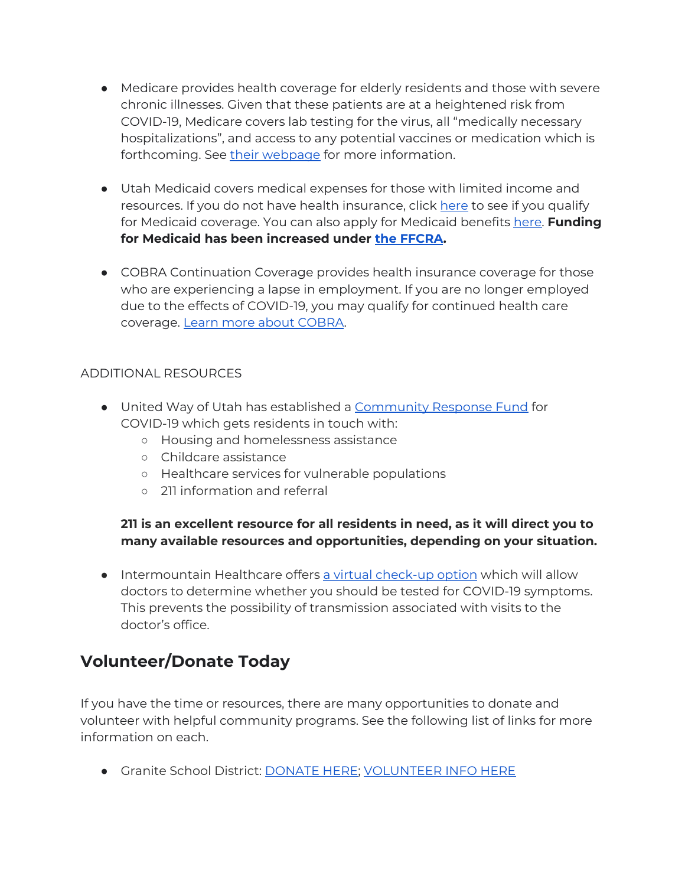- Medicare provides health coverage for elderly residents and those with severe chronic illnesses. Given that these patients are at a heightened risk from COVID-19, Medicare covers lab testing for the virus, all "medically necessary hospitalizations", and access to any potential vaccines or medication which is forthcoming. See their webpage for more information.

- Utah Medicaid covers medical expenses for those with limited income and resources. If you do not have health insurance, click here to see if you qualify for Medicaid coverage. You can also apply for Medicaid benefits here. **Funding for Medicaid has been increased under the FFCRA.**

- COBRA Continuation Coverage provides health insurance coverage for those who are experiencing a lapse in employment. If you are no longer employed due to the effects of COVID-19, you may qualify for continued health care coverage. Learn more about COBRA.

ADDITIONAL RESOURCES

- United Way of Utah has established a Community Response Fund for COVID-19 which gets residents in touch with:
  - Housing and homelessness assistance
  - Childcare assistance
  - Healthcare services for vulnerable populations
  - 211 information and referral

  **211 is an excellent resource for all residents in need, as it will direct you to many available resources and opportunities, depending on your situation.**

- Intermountain Healthcare offers a virtual check-up option which will allow doctors to determine whether you should be tested for COVID-19 symptoms. This prevents the possibility of transmission associated with visits to the doctor's office.

## Volunteer/Donate Today

If you have the time or resources, there are many opportunities to donate and volunteer with helpful community programs. See the following list of links for more information on each.

- Granite School District: DONATE HERE; VOLUNTEER INFO HERE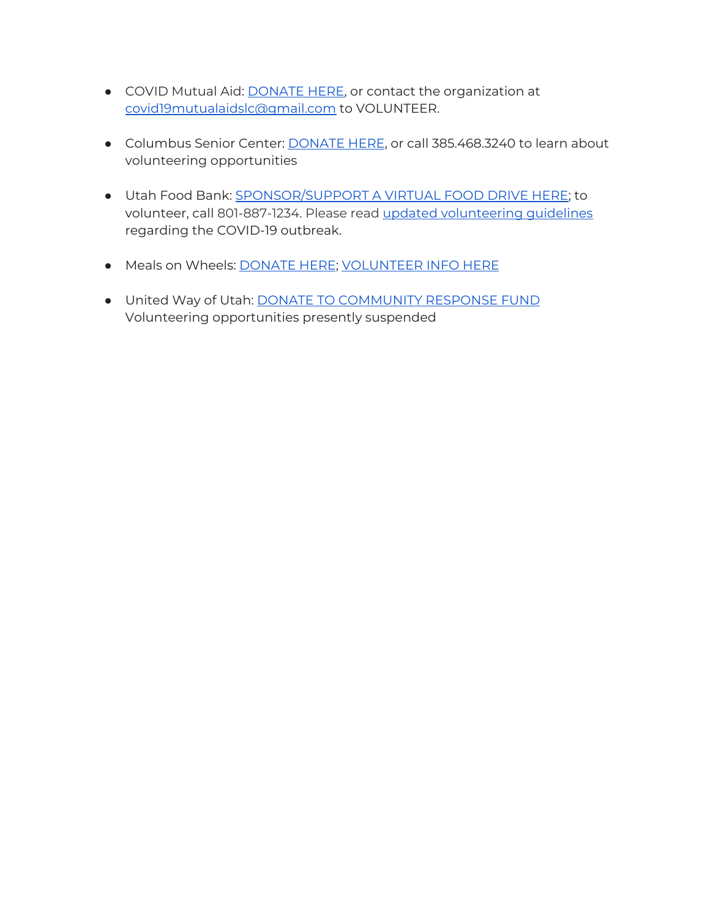- COVID Mutual Aid: DONATE HERE, or contact the organization at covid19mutualaidslc@gmail.com to VOLUNTEER.

- Columbus Senior Center: DONATE HERE, or call 385.468.3240 to learn about volunteering opportunities

- Utah Food Bank: SPONSOR/SUPPORT A VIRTUAL FOOD DRIVE HERE; to volunteer, call 801-887-1234. Please read updated volunteering guidelines regarding the COVID-19 outbreak.

- Meals on Wheels: DONATE HERE; VOLUNTEER INFO HERE

- United Way of Utah: DONATE TO COMMUNITY RESPONSE FUND
  Volunteering opportunities presently suspended